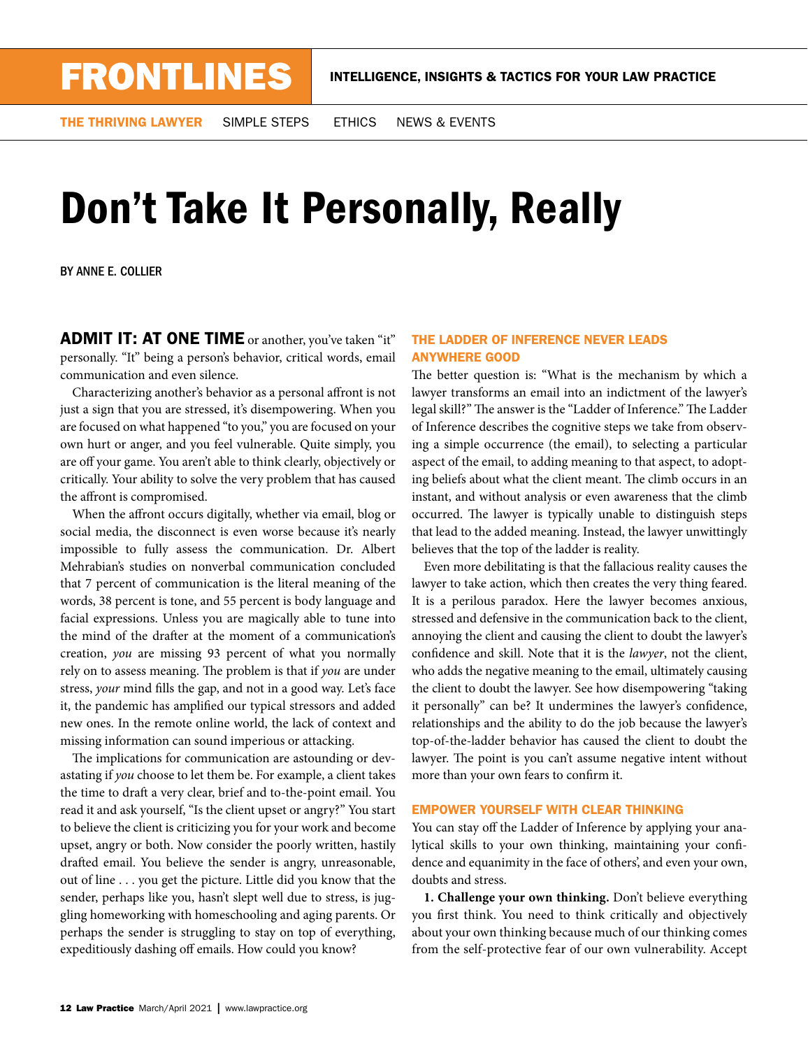FRONTLINES

INTELLIGENCE, INSIGHTS & TACTICS FOR YOUR LAW PRACTICE

THE THRIVING LAWYER | SIMPLE STEPS | ETHICS | NEWS & EVENTS

# Don't Take It Personally, Really

BY ANNE E. COLLIER

**ADMIT IT: AT ONE TIME** or another, you've taken "it" personally. "It" being a person's behavior, critical words, email communication and even silence.

Characterizing another's behavior as a personal affront is not just a sign that you are stressed, it's disempowering. When you are focused on what happened "to you," you are focused on your own hurt or anger, and you feel vulnerable. Quite simply, you are off your game. You aren't able to think clearly, objectively or critically. Your ability to solve the very problem that has caused the affront is compromised.

When the affront occurs digitally, whether via email, blog or social media, the disconnect is even worse because it's nearly impossible to fully assess the communication. Dr. Albert Mehrabian's studies on nonverbal communication concluded that 7 percent of communication is the literal meaning of the words, 38 percent is tone, and 55 percent is body language and facial expressions. Unless you are magically able to tune into the mind of the drafter at the moment of a communication's creation, *you* are missing 93 percent of what you normally rely on to assess meaning. The problem is that if *you* are under stress, *your* mind fills the gap, and not in a good way. Let's face it, the pandemic has amplified our typical stressors and added new ones. In the remote online world, the lack of context and missing information can sound imperious or attacking.

The implications for communication are astounding or devastating if *you* choose to let them be. For example, a client takes the time to draft a very clear, brief and to-the-point email. You read it and ask yourself, "Is the client upset or angry?" You start to believe the client is criticizing you for your work and become upset, angry or both. Now consider the poorly written, hastily drafted email. You believe the sender is angry, unreasonable, out of line . . . you get the picture. Little did you know that the sender, perhaps like you, hasn't slept well due to stress, is juggling homeworking with homeschooling and aging parents. Or perhaps the sender is struggling to stay on top of everything, expeditiously dashing off emails. How could you know?

### THE LADDER OF INFERENCE NEVER LEADS ANYWHERE GOOD

The better question is: "What is the mechanism by which a lawyer transforms an email into an indictment of the lawyer's legal skill?" The answer is the "Ladder of Inference." The Ladder of Inference describes the cognitive steps we take from observing a simple occurrence (the email), to selecting a particular aspect of the email, to adding meaning to that aspect, to adopting beliefs about what the client meant. The climb occurs in an instant, and without analysis or even awareness that the climb occurred. The lawyer is typically unable to distinguish steps that lead to the added meaning. Instead, the lawyer unwittingly believes that the top of the ladder is reality.

Even more debilitating is that the fallacious reality causes the lawyer to take action, which then creates the very thing feared. It is a perilous paradox. Here the lawyer becomes anxious, stressed and defensive in the communication back to the client, annoying the client and causing the client to doubt the lawyer's confidence and skill. Note that it is the *lawyer*, not the client, who adds the negative meaning to the email, ultimately causing the client to doubt the lawyer. See how disempowering "taking it personally" can be? It undermines the lawyer's confidence, relationships and the ability to do the job because the lawyer's top-of-the-ladder behavior has caused the client to doubt the lawyer. The point is you can't assume negative intent without more than your own fears to confirm it.

### EMPOWER YOURSELF WITH CLEAR THINKING

You can stay off the Ladder of Inference by applying your analytical skills to your own thinking, maintaining your confidence and equanimity in the face of others', and even your own, doubts and stress.

**1. Challenge your own thinking.** Don't believe everything you first think. You need to think critically and objectively about your own thinking because much of our thinking comes from the self-protective fear of our own vulnerability. Accept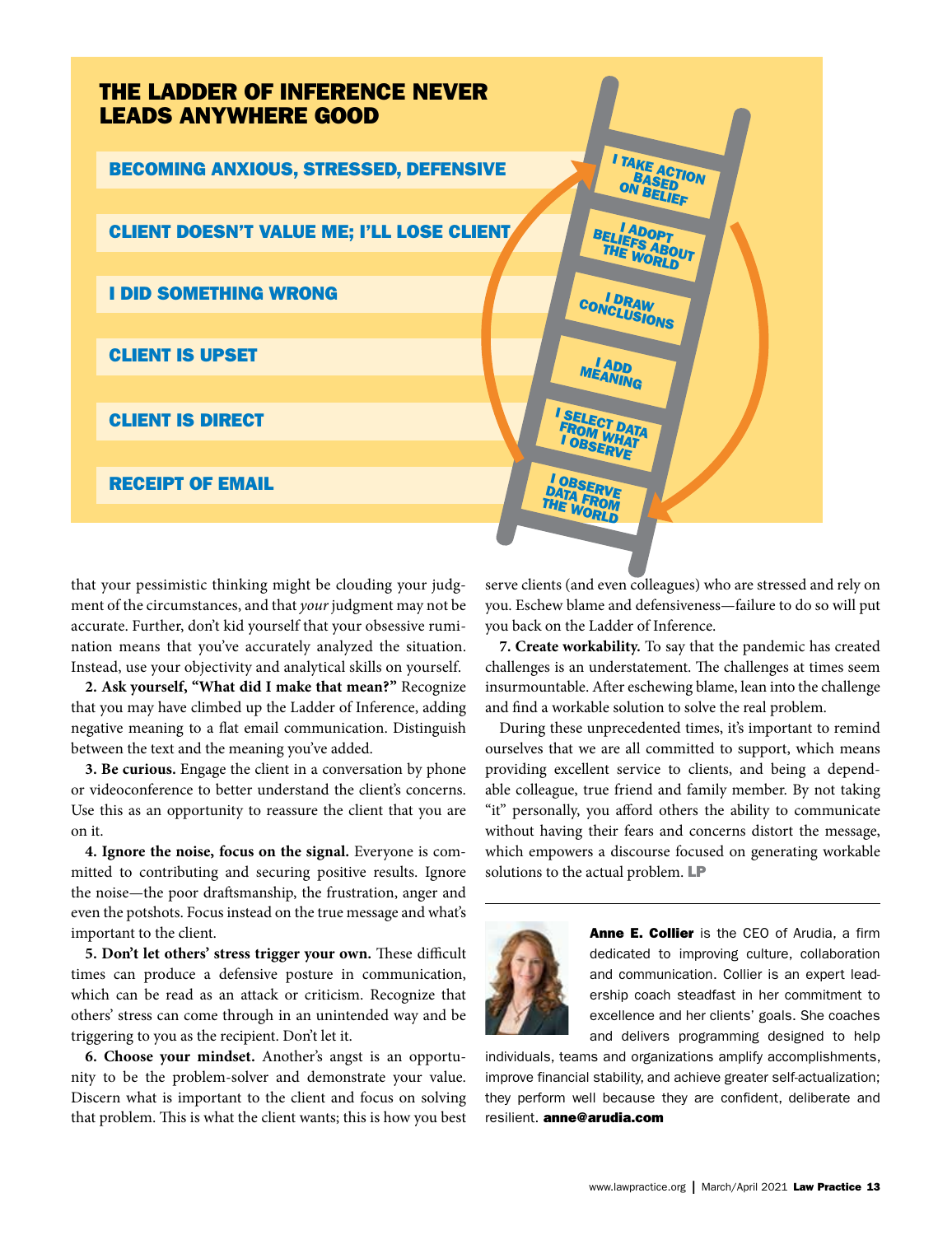## THE LADDER OF INFERENCE NEVER LEADS ANYWHERE GOOD

BECOMING ANXIOUS, STRESSED, DEFENSIVE

CLIENT DOESN'T VALUE ME; I'LL LOSE CLIENT

I DID SOMETHING WRONG

CLIENT IS UPSET

CLIENT IS DIRECT

RECEIPT OF EMAIL

I TAKE ACTION BASED ON BELIEF

I ADOPT BELIEFS ABOUT THE WORLD

I DRAW CONCLUSIONS

I ADD MEANING

I SELECT DATA FROM WHAT I OBSERVE

I OBSERVE DATA FROM THE WORLD

that your pessimistic thinking might be clouding your judgment of the circumstances, and that *your* judgment may not be accurate. Further, don't kid yourself that your obsessive rumination means that you've accurately analyzed the situation. Instead, use your objectivity and analytical skills on yourself.

**2. Ask yourself, "What did I make that mean?"** Recognize that you may have climbed up the Ladder of Inference, adding negative meaning to a flat email communication. Distinguish between the text and the meaning you've added.

**3. Be curious.** Engage the client in a conversation by phone or videoconference to better understand the client's concerns. Use this as an opportunity to reassure the client that you are on it.

**4. Ignore the noise, focus on the signal.** Everyone is committed to contributing and securing positive results. Ignore the noise—the poor draftsmanship, the frustration, anger and even the potshots. Focus instead on the true message and what's important to the client.

**5. Don't let others' stress trigger your own.** These difficult times can produce a defensive posture in communication, which can be read as an attack or criticism. Recognize that others' stress can come through in an unintended way and be triggering to you as the recipient. Don't let it.

**6. Choose your mindset.** Another's angst is an opportunity to be the problem-solver and demonstrate your value. Discern what is important to the client and focus on solving that problem. This is what the client wants; this is how you best serve clients (and even colleagues) who are stressed and rely on you. Eschew blame and defensiveness—failure to do so will put you back on the Ladder of Inference.

**7. Create workability.** To say that the pandemic has created challenges is an understatement. The challenges at times seem insurmountable. After eschewing blame, lean into the challenge and find a workable solution to solve the real problem.

During these unprecedented times, it's important to remind ourselves that we are all committed to support, which means providing excellent service to clients, and being a dependable colleague, true friend and family member. By not taking "it" personally, you afford others the ability to communicate without having their fears and concerns distort the message, which empowers a discourse focused on generating workable solutions to the actual problem. **LP**

---

**Anne E. Collier** is the CEO of Arudia, a firm dedicated to improving culture, collaboration and communication. Collier is an expert leadership coach steadfast in her commitment to excellence and her clients' goals. She coaches and delivers programming designed to help individuals, teams and organizations amplify accomplishments, improve financial stability, and achieve greater self-actualization; they perform well because they are confident, deliberate and resilient. **anne@arudia.com**